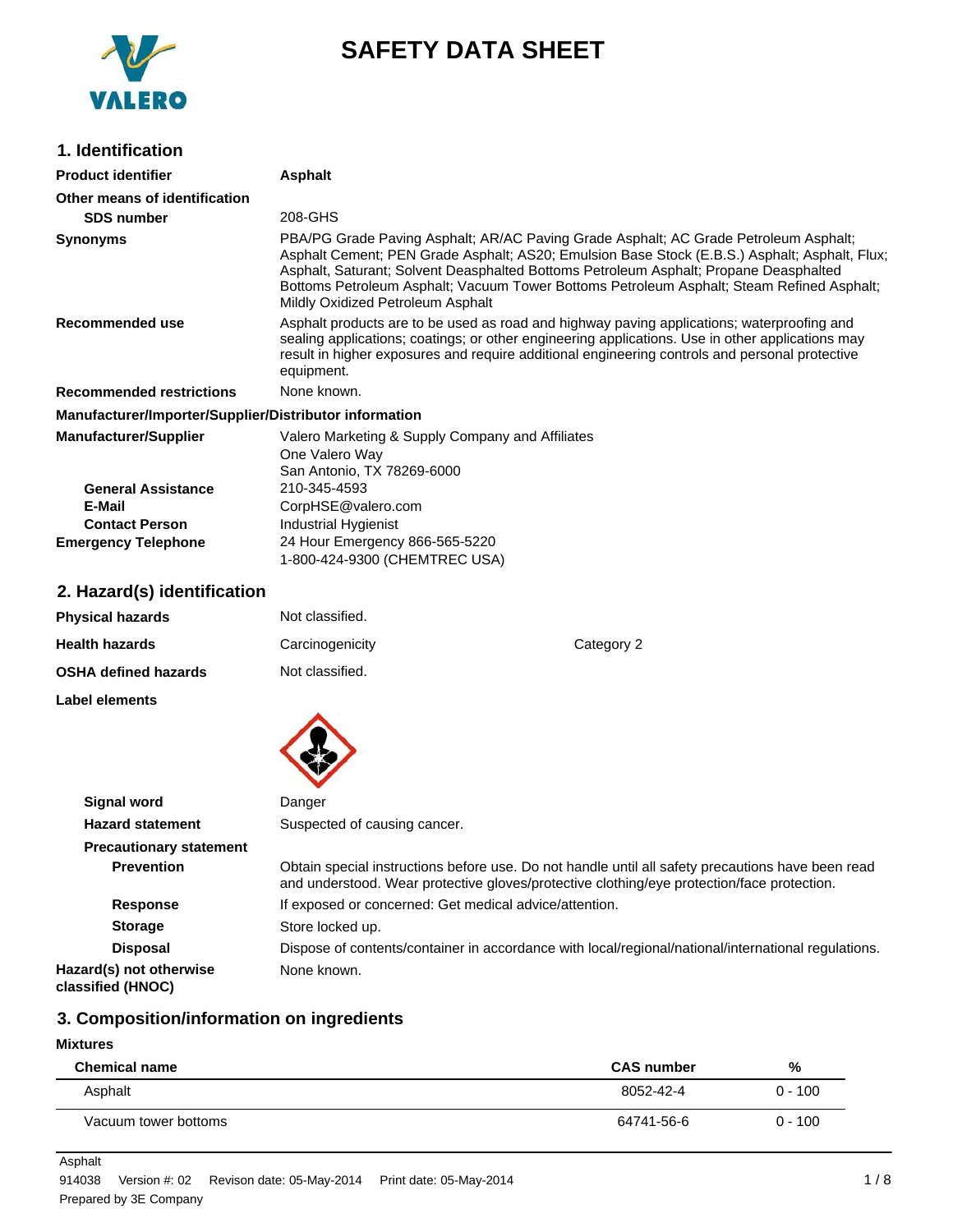# SAFETY DATA SHEET

## 1. Identification

**Product identifier** Asphalt

**Other means of identification**

**SDS number** 208-GHS

**Synonyms** PBA/PG Grade Paving Asphalt; AR/AC Paving Grade Asphalt; AC Grade Petroleum Asphalt; Asphalt Cement; PEN Grade Asphalt; AS20; Emulsion Base Stock (E.B.S.) Asphalt; Asphalt, Flux; Asphalt, Saturant; Solvent Deasphalted Bottoms Petroleum Asphalt; Propane Deasphalted Bottoms Petroleum Asphalt; Vacuum Tower Bottoms Petroleum Asphalt; Steam Refined Asphalt; Mildly Oxidized Petroleum Asphalt

**Recommended use** Asphalt products are to be used as road and highway paving applications; waterproofing and sealing applications; coatings; or other engineering applications. Use in other applications may result in higher exposures and require additional engineering controls and personal protective equipment.

**Recommended restrictions** None known.

**Manufacturer/Importer/Supplier/Distributor information**

**Manufacturer/Supplier** Valero Marketing & Supply Company and Affiliates
One Valero Way
San Antonio, TX 78269-6000

**General Assistance** 210-345-4593

**E-Mail** CorpHSE@valero.com

**Contact Person** Industrial Hygienist

**Emergency Telephone** 24 Hour Emergency 866-565-5220
1-800-424-9300 (CHEMTREC USA)

## 2. Hazard(s) identification

**Physical hazards** Not classified.

**Health hazards** Carcinogenicity Category 2

**OSHA defined hazards** Not classified.

**Label elements**

**Signal word** Danger

**Hazard statement** Suspected of causing cancer.

**Precautionary statement**

**Prevention** Obtain special instructions before use. Do not handle until all safety precautions have been read and understood. Wear protective gloves/protective clothing/eye protection/face protection.

**Response** If exposed or concerned: Get medical advice/attention.

**Storage** Store locked up.

**Disposal** Dispose of contents/container in accordance with local/regional/national/international regulations.

**Hazard(s) not otherwise classified (HNOC)** None known.

## 3. Composition/information on ingredients

**Mixtures**

| Chemical name | CAS number | % |
| --- | --- | --- |
| Asphalt | 8052-42-4 | 0 - 100 |
| Vacuum tower bottoms | 64741-56-6 | 0 - 100 |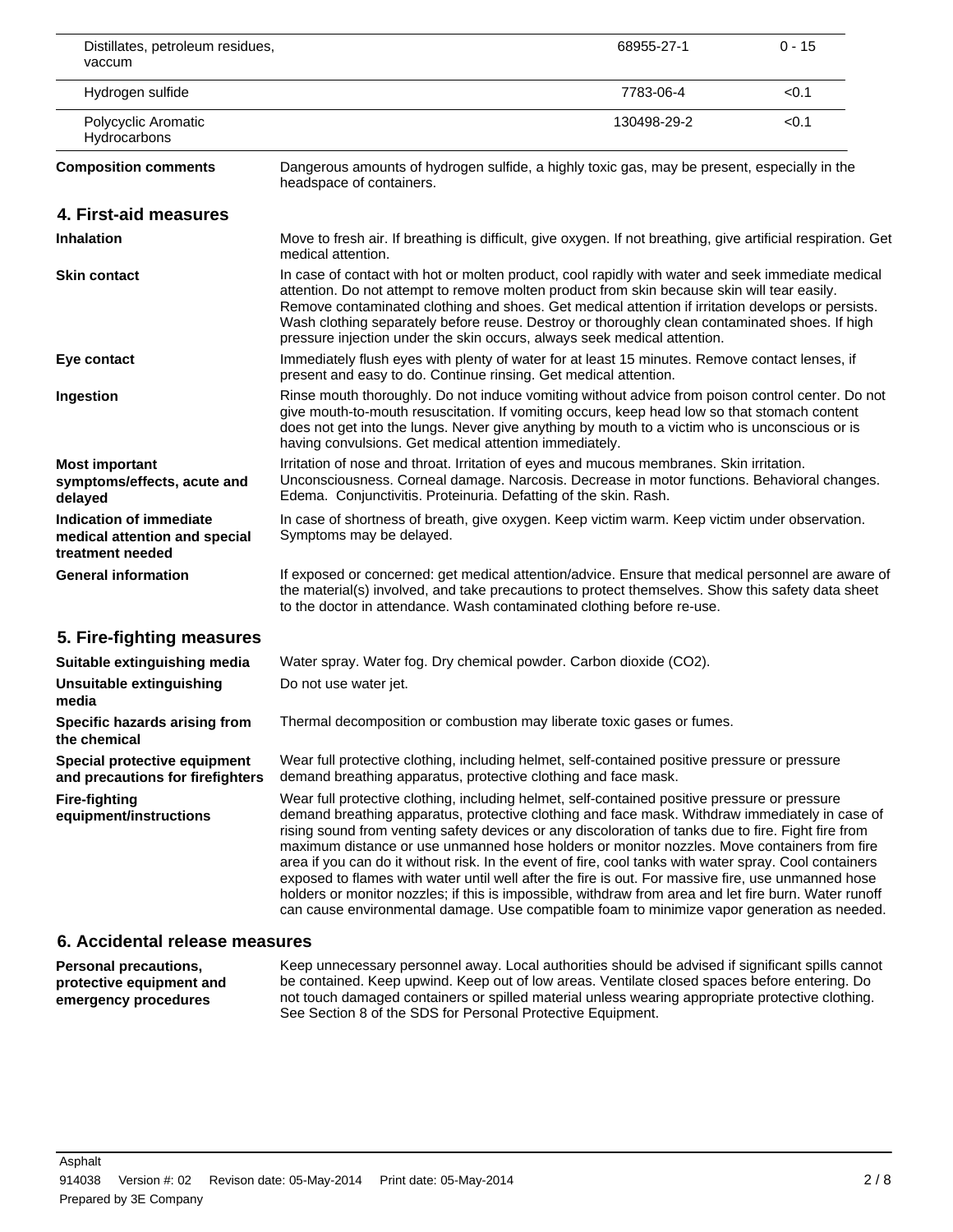| | | |
|---|---|---|
| Distillates, petroleum residues, vaccum | 68955-27-1 | 0 - 15 |
| Hydrogen sulfide | 7783-06-4 | <0.1 |
| Polycyclic Aromatic Hydrocarbons | 130498-29-2 | <0.1 |

**Composition comments** Dangerous amounts of hydrogen sulfide, a highly toxic gas, may be present, especially in the headspace of containers.

## 4. First-aid measures

**Inhalation** Move to fresh air. If breathing is difficult, give oxygen. If not breathing, give artificial respiration. Get medical attention.

**Skin contact** In case of contact with hot or molten product, cool rapidly with water and seek immediate medical attention. Do not attempt to remove molten product from skin because skin will tear easily. Remove contaminated clothing and shoes. Get medical attention if irritation develops or persists. Wash clothing separately before reuse. Destroy or thoroughly clean contaminated shoes. If high pressure injection under the skin occurs, always seek medical attention.

**Eye contact** Immediately flush eyes with plenty of water for at least 15 minutes. Remove contact lenses, if present and easy to do. Continue rinsing. Get medical attention.

**Ingestion** Rinse mouth thoroughly. Do not induce vomiting without advice from poison control center. Do not give mouth-to-mouth resuscitation. If vomiting occurs, keep head low so that stomach content does not get into the lungs. Never give anything by mouth to a victim who is unconscious or is having convulsions. Get medical attention immediately.

**Most important symptoms/effects, acute and delayed** Irritation of nose and throat. Irritation of eyes and mucous membranes. Skin irritation. Unconsciousness. Corneal damage. Narcosis. Decrease in motor functions. Behavioral changes. Edema. Conjunctivitis. Proteinuria. Defatting of the skin. Rash.

**Indication of immediate medical attention and special treatment needed** In case of shortness of breath, give oxygen. Keep victim warm. Keep victim under observation. Symptoms may be delayed.

**General information** If exposed or concerned: get medical attention/advice. Ensure that medical personnel are aware of the material(s) involved, and take precautions to protect themselves. Show this safety data sheet to the doctor in attendance. Wash contaminated clothing before re-use.

## 5. Fire-fighting measures

**Suitable extinguishing media** Water spray. Water fog. Dry chemical powder. Carbon dioxide ($CO_2$).

**Unsuitable extinguishing media** Do not use water jet.

**Specific hazards arising from the chemical** Thermal decomposition or combustion may liberate toxic gases or fumes.

**Special protective equipment and precautions for firefighters** Wear full protective clothing, including helmet, self-contained positive pressure or pressure demand breathing apparatus, protective clothing and face mask.

**Fire-fighting equipment/instructions** Wear full protective clothing, including helmet, self-contained positive pressure or pressure demand breathing apparatus, protective clothing and face mask. Withdraw immediately in case of rising sound from venting safety devices or any discoloration of tanks due to fire. Fight fire from maximum distance or use unmanned hose holders or monitor nozzles. Move containers from fire area if you can do it without risk. In the event of fire, cool tanks with water spray. Cool containers exposed to flames with water until well after the fire is out. For massive fire, use unmanned hose holders or monitor nozzles; if this is impossible, withdraw from area and let fire burn. Water runoff can cause environmental damage. Use compatible foam to minimize vapor generation as needed.

## 6. Accidental release measures

**Personal precautions, protective equipment and emergency procedures** Keep unnecessary personnel away. Local authorities should be advised if significant spills cannot be contained. Keep upwind. Keep out of low areas. Ventilate closed spaces before entering. Do not touch damaged containers or spilled material unless wearing appropriate protective clothing. See Section 8 of the SDS for Personal Protective Equipment.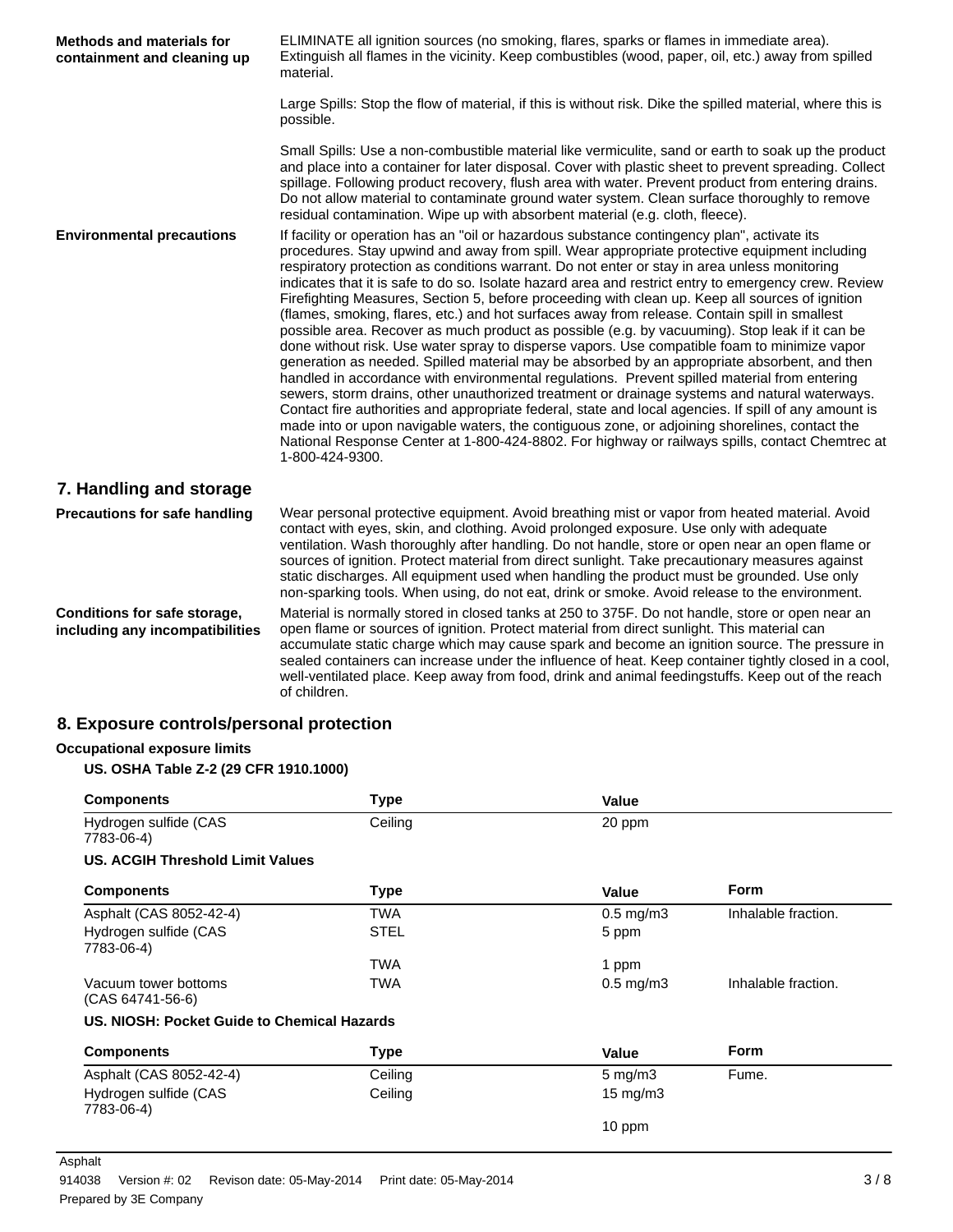**Methods and materials for containment and cleaning up**

ELIMINATE all ignition sources (no smoking, flares, sparks or flames in immediate area). Extinguish all flames in the vicinity. Keep combustibles (wood, paper, oil, etc.) away from spilled material.

Large Spills: Stop the flow of material, if this is without risk. Dike the spilled material, where this is possible.

Small Spills: Use a non-combustible material like vermiculite, sand or earth to soak up the product and place into a container for later disposal. Cover with plastic sheet to prevent spreading. Collect spillage. Following product recovery, flush area with water. Prevent product from entering drains. Do not allow material to contaminate ground water system. Clean surface thoroughly to remove residual contamination. Wipe up with absorbent material (e.g. cloth, fleece).

**Environmental precautions**

If facility or operation has an "oil or hazardous substance contingency plan", activate its procedures. Stay upwind and away from spill. Wear appropriate protective equipment including respiratory protection as conditions warrant. Do not enter or stay in area unless monitoring indicates that it is safe to do so. Isolate hazard area and restrict entry to emergency crew. Review Firefighting Measures, Section 5, before proceeding with clean up. Keep all sources of ignition (flames, smoking, flares, etc.) and hot surfaces away from release. Contain spill in smallest possible area. Recover as much product as possible (e.g. by vacuuming). Stop leak if it can be done without risk. Use water spray to disperse vapors. Use compatible foam to minimize vapor generation as needed. Spilled material may be absorbed by an appropriate absorbent, and then handled in accordance with environmental regulations. Prevent spilled material from entering sewers, storm drains, other unauthorized treatment or drainage systems and natural waterways. Contact fire authorities and appropriate federal, state and local agencies. If spill of any amount is made into or upon navigable waters, the contiguous zone, or adjoining shorelines, contact the National Response Center at 1-800-424-8802. For highway or railways spills, contact Chemtrec at 1-800-424-9300.

## 7. Handling and storage

**Precautions for safe handling**

Wear personal protective equipment. Avoid breathing mist or vapor from heated material. Avoid contact with eyes, skin, and clothing. Avoid prolonged exposure. Use only with adequate ventilation. Wash thoroughly after handling. Do not handle, store or open near an open flame or sources of ignition. Protect material from direct sunlight. Take precautionary measures against static discharges. All equipment used when handling the product must be grounded. Use only non-sparking tools. When using, do not eat, drink or smoke. Avoid release to the environment.

**Conditions for safe storage, including any incompatibilities**

Material is normally stored in closed tanks at 250 to 375F. Do not handle, store or open near an open flame or sources of ignition. Protect material from direct sunlight. This material can accumulate static charge which may cause spark and become an ignition source. The pressure in sealed containers can increase under the influence of heat. Keep container tightly closed in a cool, well-ventilated place. Keep away from food, drink and animal feedingstuffs. Keep out of the reach of children.

## 8. Exposure controls/personal protection

**Occupational exposure limits**

**US. OSHA Table Z-2 (29 CFR 1910.1000)**

| Components | Type | Value |
|---|---|---|
| Hydrogen sulfide (CAS 7783-06-4) | Ceiling | 20 ppm |

**US. ACGIH Threshold Limit Values**

| Components | Type | Value | Form |
|---|---|---|---|
| Asphalt (CAS 8052-42-4) | TWA | 0.5 mg/m3 | Inhalable fraction. |
| Hydrogen sulfide (CAS 7783-06-4) | STEL | 5 ppm | |
| | TWA | 1 ppm | |
| Vacuum tower bottoms (CAS 64741-56-6) | TWA | 0.5 mg/m3 | Inhalable fraction. |

**US. NIOSH: Pocket Guide to Chemical Hazards**

| Components | Type | Value | Form |
|---|---|---|---|
| Asphalt (CAS 8052-42-4) | Ceiling | 5 mg/m3 | Fume. |
| Hydrogen sulfide (CAS 7783-06-4) | Ceiling | 15 mg/m3 | |
| | | 10 ppm | |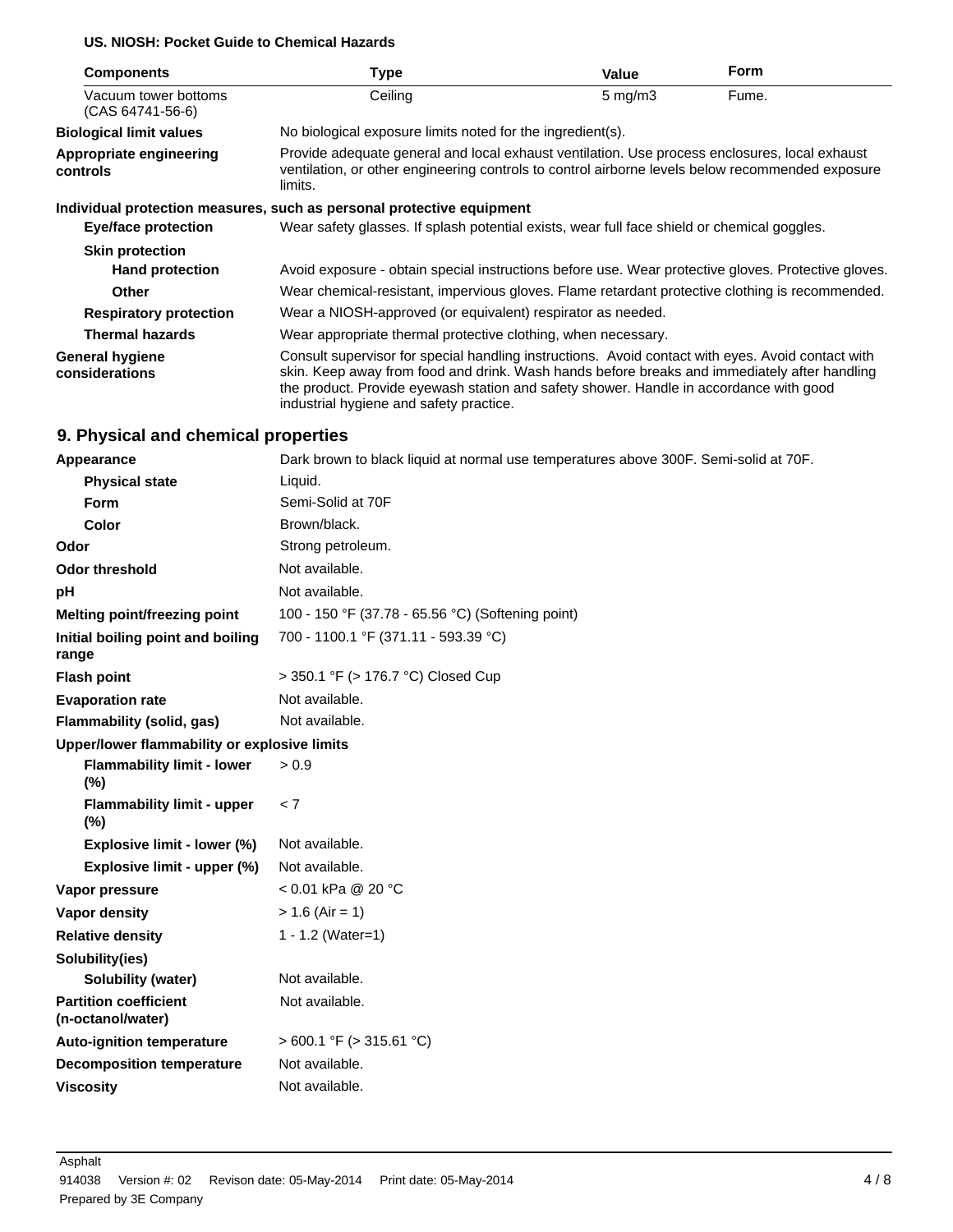**US. NIOSH: Pocket Guide to Chemical Hazards**

| Components | Type | Value | Form |
| --- | --- | --- | --- |
| Vacuum tower bottoms (CAS 64741-56-6) | Ceiling | 5 mg/m3 | Fume. |

**Biological limit values** No biological exposure limits noted for the ingredient(s).

**Appropriate engineering controls** Provide adequate general and local exhaust ventilation. Use process enclosures, local exhaust ventilation, or other engineering controls to control airborne levels below recommended exposure limits.

**Individual protection measures, such as personal protective equipment**

**Eye/face protection** Wear safety glasses. If splash potential exists, wear full face shield or chemical goggles.

**Skin protection**

**Hand protection** Avoid exposure - obtain special instructions before use. Wear protective gloves. Protective gloves.

**Other** Wear chemical-resistant, impervious gloves. Flame retardant protective clothing is recommended.

**Respiratory protection** Wear a NIOSH-approved (or equivalent) respirator as needed.

**Thermal hazards** Wear appropriate thermal protective clothing, when necessary.

**General hygiene considerations** Consult supervisor for special handling instructions. Avoid contact with eyes. Avoid contact with skin. Keep away from food and drink. Wash hands before breaks and immediately after handling the product. Provide eyewash station and safety shower. Handle in accordance with good industrial hygiene and safety practice.

## 9. Physical and chemical properties

| Property | Value |
| --- | --- |
| **Appearance** | Dark brown to black liquid at normal use temperatures above 300F. Semi-solid at 70F. |
| **Physical state** | Liquid. |
| **Form** | Semi-Solid at 70F |
| **Color** | Brown/black. |
| **Odor** | Strong petroleum. |
| **Odor threshold** | Not available. |
| **pH** | Not available. |
| **Melting point/freezing point** | 100 - 150 °F (37.78 - 65.56 °C) (Softening point) |
| **Initial boiling point and boiling range** | 700 - 1100.1 °F (371.11 - 593.39 °C) |
| **Flash point** | > 350.1 °F (> 176.7 °C) Closed Cup |
| **Evaporation rate** | Not available. |
| **Flammability (solid, gas)** | Not available. |
| **Upper/lower flammability or explosive limits** | |
| **Flammability limit - lower (%)** | > 0.9 |
| **Flammability limit - upper (%)** | < 7 |
| **Explosive limit - lower (%)** | Not available. |
| **Explosive limit - upper (%)** | Not available. |
| **Vapor pressure** | < 0.01 kPa @ 20 °C |
| **Vapor density** | > 1.6 (Air = 1) |
| **Relative density** | 1 - 1.2 (Water=1) |
| **Solubility(ies)** | |
| **Solubility (water)** | Not available. |
| **Partition coefficient (n-octanol/water)** | Not available. |
| **Auto-ignition temperature** | > 600.1 °F (> 315.61 °C) |
| **Decomposition temperature** | Not available. |
| **Viscosity** | Not available. |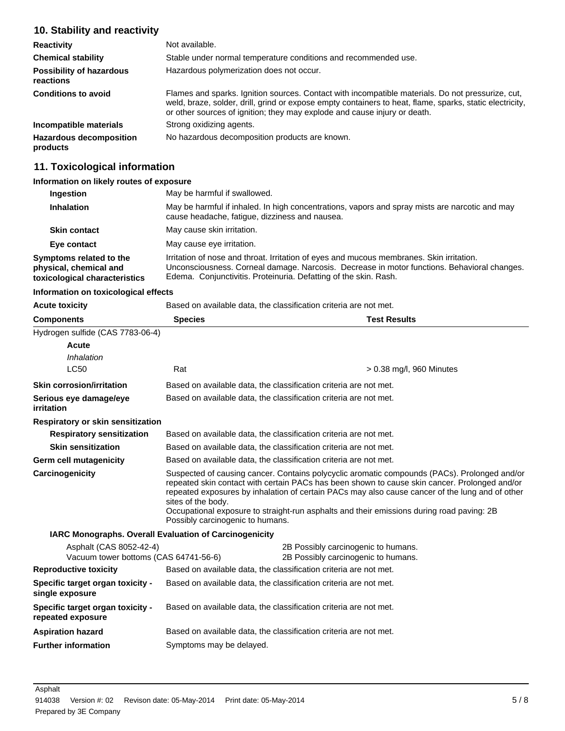## 10. Stability and reactivity

| | |
|---|---|
| **Reactivity** | Not available. |
| **Chemical stability** | Stable under normal temperature conditions and recommended use. |
| **Possibility of hazardous reactions** | Hazardous polymerization does not occur. |
| **Conditions to avoid** | Flames and sparks. Ignition sources. Contact with incompatible materials. Do not pressurize, cut, weld, braze, solder, drill, grind or expose empty containers to heat, flame, sparks, static electricity, or other sources of ignition; they may explode and cause injury or death. |
| **Incompatible materials** | Strong oxidizing agents. |
| **Hazardous decomposition products** | No hazardous decomposition products are known. |

## 11. Toxicological information

### Information on likely routes of exposure

| | |
|---|---|
| **Ingestion** | May be harmful if swallowed. |
| **Inhalation** | May be harmful if inhaled. In high concentrations, vapors and spray mists are narcotic and may cause headache, fatigue, dizziness and nausea. |
| **Skin contact** | May cause skin irritation. |
| **Eye contact** | May cause eye irritation. |
| **Symptoms related to the physical, chemical and toxicological characteristics** | Irritation of nose and throat. Irritation of eyes and mucous membranes. Skin irritation. Unconsciousness. Corneal damage. Narcosis. Decrease in motor functions. Behavioral changes. Edema. Conjunctivitis. Proteinuria. Defatting of the skin. Rash. |

### Information on toxicological effects

**Acute toxicity** Based on available data, the classification criteria are not met.

| Components | Species | Test Results |
|---|---|---|
| Hydrogen sulfide (CAS 7783-06-4) | | |
| **Acute** | | |
| *Inhalation* | | |
| LC50 | Rat | > 0.38 mg/l, 960 Minutes |

| | |
|---|---|
| **Skin corrosion/irritation** | Based on available data, the classification criteria are not met. |
| **Serious eye damage/eye irritation** | Based on available data, the classification criteria are not met. |

**Respiratory or skin sensitization**

| | |
|---|---|
| **Respiratory sensitization** | Based on available data, the classification criteria are not met. |
| **Skin sensitization** | Based on available data, the classification criteria are not met. |
| **Germ cell mutagenicity** | Based on available data, the classification criteria are not met. |
| **Carcinogenicity** | Suspected of causing cancer. Contains polycyclic aromatic compounds (PACs). Prolonged and/or repeated skin contact with certain PACs has been shown to cause skin cancer. Prolonged and/or repeated exposures by inhalation of certain PACs may also cause cancer of the lung and of other sites of the body. Occupational exposure to straight-run asphalts and their emissions during road paving: 2B Possibly carcinogenic to humans. |

**IARC Monographs. Overall Evaluation of Carcinogenicity**

| | |
|---|---|
| Asphalt (CAS 8052-42-4) | 2B Possibly carcinogenic to humans. |
| Vacuum tower bottoms (CAS 64741-56-6) | 2B Possibly carcinogenic to humans. |

| | |
|---|---|
| **Reproductive toxicity** | Based on available data, the classification criteria are not met. |
| **Specific target organ toxicity - single exposure** | Based on available data, the classification criteria are not met. |
| **Specific target organ toxicity - repeated exposure** | Based on available data, the classification criteria are not met. |
| **Aspiration hazard** | Based on available data, the classification criteria are not met. |
| **Further information** | Symptoms may be delayed. |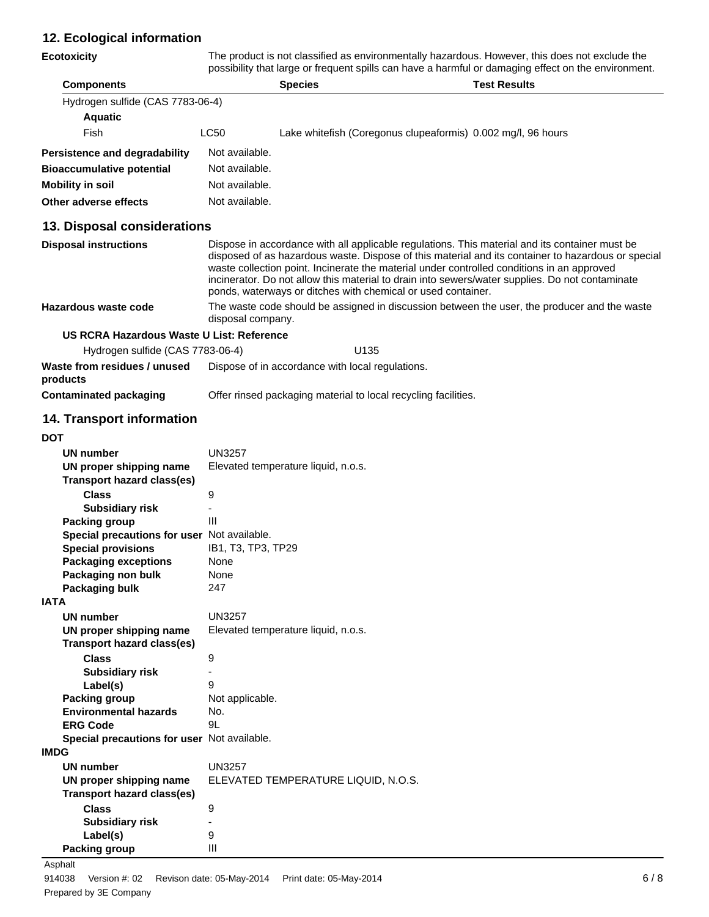## 12. Ecological information

**Ecotoxicity**

The product is not classified as environmentally hazardous. However, this does not exclude the possibility that large or frequent spills can have a harmful or damaging effect on the environment.

| Components | | Species | Test Results |
|---|---|---|---|
| Hydrogen sulfide (CAS 7783-06-4) | | | |
| **Aquatic** | | | |
| Fish | LC50 | Lake whitefish (Coregonus clupeaformis) | 0.002 mg/l, 96 hours |

**Persistence and degradability** Not available.

**Bioaccumulative potential** Not available.

**Mobility in soil** Not available.

**Other adverse effects** Not available.

## 13. Disposal considerations

**Disposal instructions**

Dispose in accordance with all applicable regulations. This material and its container must be disposed of as hazardous waste. Dispose of this material and its container to hazardous or special waste collection point. Incinerate the material under controlled conditions in an approved incinerator. Do not allow this material to drain into sewers/water supplies. Do not contaminate ponds, waterways or ditches with chemical or used container.

**Hazardous waste code**

The waste code should be assigned in discussion between the user, the producer and the waste disposal company.

**US RCRA Hazardous Waste U List: Reference**

Hydrogen sulfide (CAS 7783-06-4) U135

**Waste from residues / unused products** Dispose of in accordance with local regulations.

**Contaminated packaging** Offer rinsed packaging material to local recycling facilities.

## 14. Transport information

**DOT**

- **UN number** UN3257
- **UN proper shipping name** Elevated temperature liquid, n.o.s.
- **Transport hazard class(es)**
  - **Class** 9
  - **Subsidiary risk** -
- **Packing group** III
- **Special precautions for user** Not available.
- **Special provisions** IB1, T3, TP3, TP29
- **Packaging exceptions** None
- **Packaging non bulk** None
- **Packaging bulk** 247

**IATA**

- **UN number** UN3257
- **UN proper shipping name** Elevated temperature liquid, n.o.s.
- **Transport hazard class(es)**
  - **Class** 9
  - **Subsidiary risk** -
  - **Label(s)** 9
- **Packing group** Not applicable.
- **Environmental hazards** No.
- **ERG Code** 9L
- **Special precautions for user** Not available.

**IMDG**

- **UN number** UN3257
- **UN proper shipping name** ELEVATED TEMPERATURE LIQUID, N.O.S.
- **Transport hazard class(es)**
  - **Class** 9
  - **Subsidiary risk** -
  - **Label(s)** 9
- **Packing group** III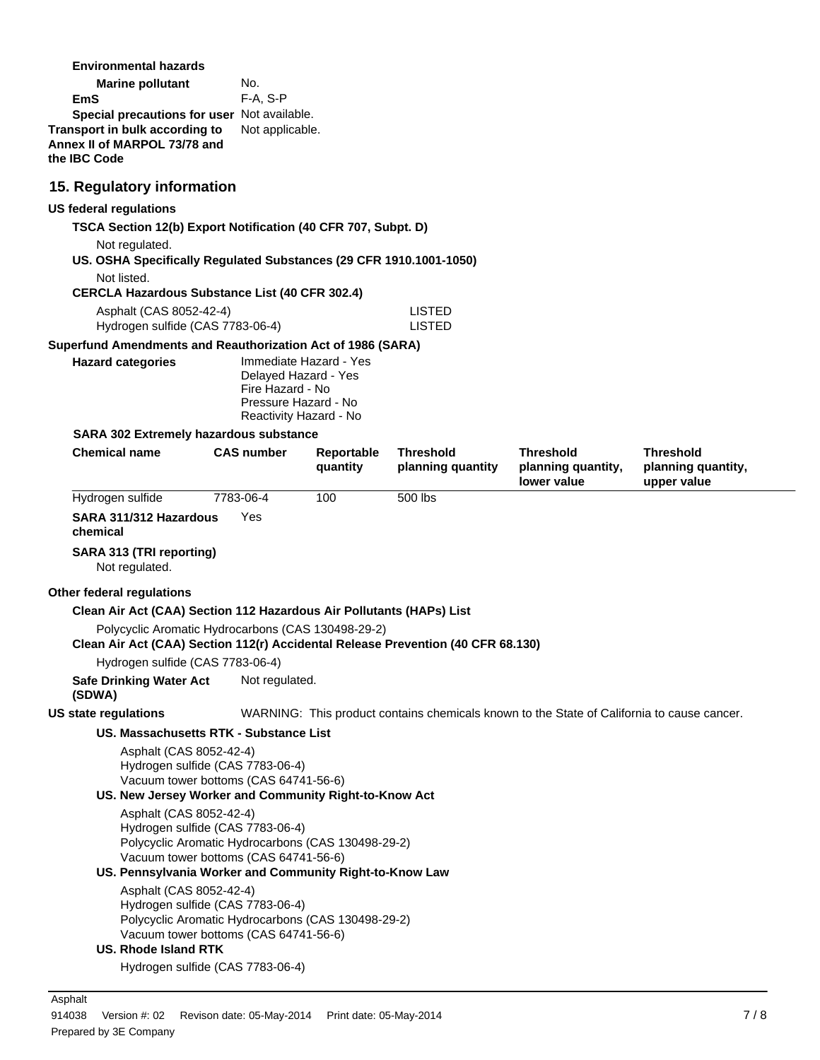**Environmental hazards**

**Marine pollutant** No.

**EmS** F-A, S-P

**Special precautions for user** Not available.

**Transport in bulk according to Annex II of MARPOL 73/78 and the IBC Code** Not applicable.

## 15. Regulatory information

**US federal regulations**

**TSCA Section 12(b) Export Notification (40 CFR 707, Subpt. D)**

Not regulated.

**US. OSHA Specifically Regulated Substances (29 CFR 1910.1001-1050)**

Not listed.

**CERCLA Hazardous Substance List (40 CFR 302.4)**

| | |
|---|---|
| Asphalt (CAS 8052-42-4) | LISTED |
| Hydrogen sulfide (CAS 7783-06-4) | LISTED |

**Superfund Amendments and Reauthorization Act of 1986 (SARA)**

**Hazard categories**
Immediate Hazard - Yes
Delayed Hazard - Yes
Fire Hazard - No
Pressure Hazard - No
Reactivity Hazard - No

**SARA 302 Extremely hazardous substance**

| Chemical name | CAS number | Reportable quantity | Threshold planning quantity | Threshold planning quantity, lower value | Threshold planning quantity, upper value |
|---|---|---|---|---|---|
| Hydrogen sulfide | 7783-06-4 | 100 | 500 lbs | | |

**SARA 311/312 Hazardous chemical** Yes

**SARA 313 (TRI reporting)**

Not regulated.

**Other federal regulations**

**Clean Air Act (CAA) Section 112 Hazardous Air Pollutants (HAPs) List**

Polycyclic Aromatic Hydrocarbons (CAS 130498-29-2)

**Clean Air Act (CAA) Section 112(r) Accidental Release Prevention (40 CFR 68.130)**

Hydrogen sulfide (CAS 7783-06-4)

**Safe Drinking Water Act (SDWA)** Not regulated.

**US state regulations** WARNING: This product contains chemicals known to the State of California to cause cancer.

**US. Massachusetts RTK - Substance List**

Asphalt (CAS 8052-42-4)
Hydrogen sulfide (CAS 7783-06-4)
Vacuum tower bottoms (CAS 64741-56-6)

**US. New Jersey Worker and Community Right-to-Know Act**

Asphalt (CAS 8052-42-4)
Hydrogen sulfide (CAS 7783-06-4)
Polycyclic Aromatic Hydrocarbons (CAS 130498-29-2)
Vacuum tower bottoms (CAS 64741-56-6)

**US. Pennsylvania Worker and Community Right-to-Know Law**

Asphalt (CAS 8052-42-4)
Hydrogen sulfide (CAS 7783-06-4)
Polycyclic Aromatic Hydrocarbons (CAS 130498-29-2)
Vacuum tower bottoms (CAS 64741-56-6)

**US. Rhode Island RTK**

Hydrogen sulfide (CAS 7783-06-4)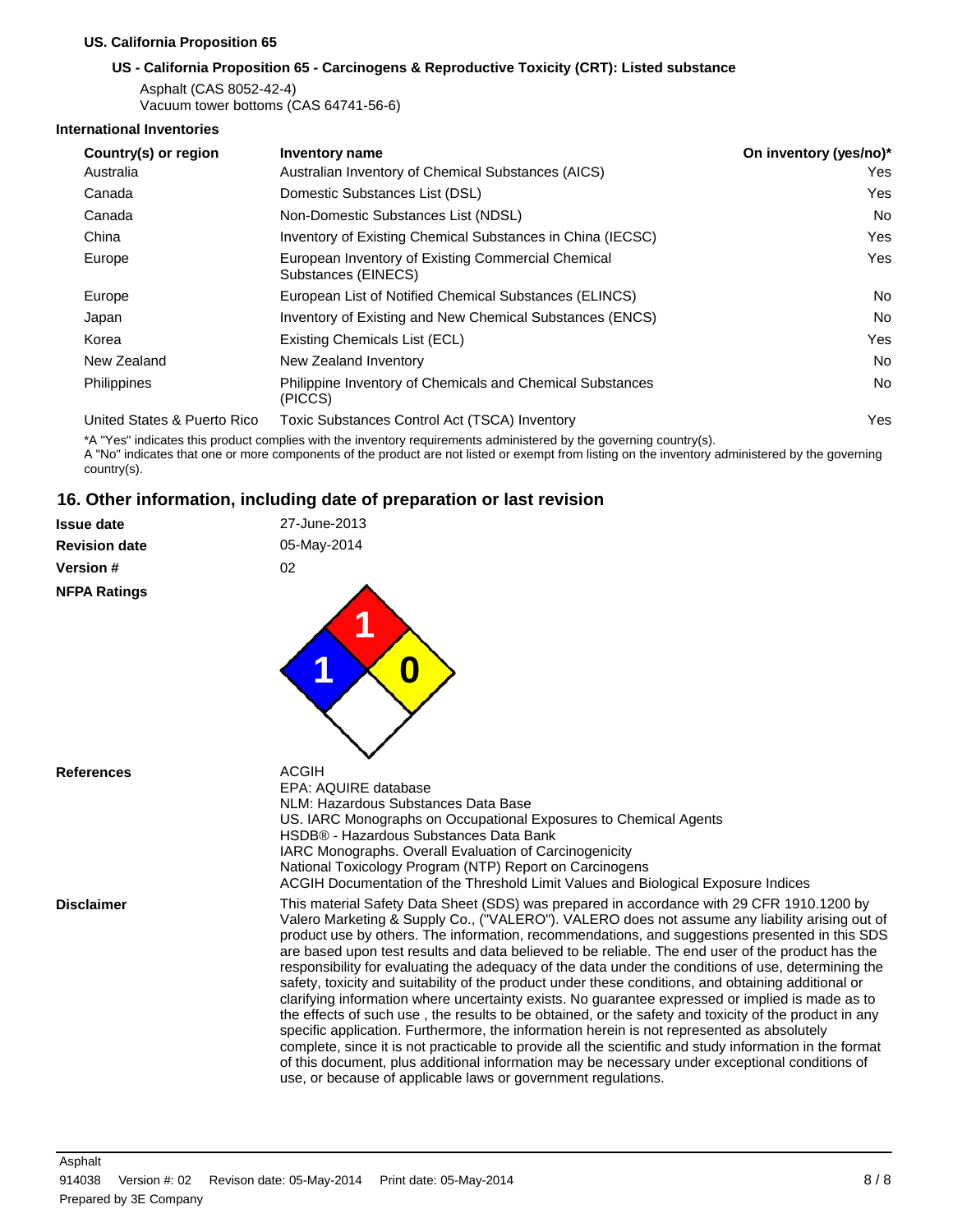**US. California Proposition 65**

**US - California Proposition 65 - Carcinogens & Reproductive Toxicity (CRT): Listed substance**

Asphalt (CAS 8052-42-4)
Vacuum tower bottoms (CAS 64741-56-6)

**International Inventories**

| Country(s) or region | Inventory name | On inventory (yes/no)* |
|---|---|---|
| Australia | Australian Inventory of Chemical Substances (AICS) | Yes |
| Canada | Domestic Substances List (DSL) | Yes |
| Canada | Non-Domestic Substances List (NDSL) | No |
| China | Inventory of Existing Chemical Substances in China (IECSC) | Yes |
| Europe | European Inventory of Existing Commercial Chemical Substances (EINECS) | Yes |
| Europe | European List of Notified Chemical Substances (ELINCS) | No |
| Japan | Inventory of Existing and New Chemical Substances (ENCS) | No |
| Korea | Existing Chemicals List (ECL) | Yes |
| New Zealand | New Zealand Inventory | No |
| Philippines | Philippine Inventory of Chemicals and Chemical Substances (PICCS) | No |
| United States & Puerto Rico | Toxic Substances Control Act (TSCA) Inventory | Yes |

*A "Yes" indicates this product complies with the inventory requirements administered by the governing country(s).
A "No" indicates that one or more components of the product are not listed or exempt from listing on the inventory administered by the governing country(s).

## 16. Other information, including date of preparation or last revision

**Issue date** 27-June-2013

**Revision date** 05-May-2014

**Version #** 02

**NFPA Ratings**

1
1 0

**References**

ACGIH
EPA: AQUIRE database
NLM: Hazardous Substances Data Base
US. IARC Monographs on Occupational Exposures to Chemical Agents
HSDB® - Hazardous Substances Data Bank
IARC Monographs. Overall Evaluation of Carcinogenicity
National Toxicology Program (NTP) Report on Carcinogens
ACGIH Documentation of the Threshold Limit Values and Biological Exposure Indices

**Disclaimer**

This material Safety Data Sheet (SDS) was prepared in accordance with 29 CFR 1910.1200 by Valero Marketing & Supply Co., ("VALERO"). VALERO does not assume any liability arising out of product use by others. The information, recommendations, and suggestions presented in this SDS are based upon test results and data believed to be reliable. The end user of the product has the responsibility for evaluating the adequacy of the data under the conditions of use, determining the safety, toxicity and suitability of the product under these conditions, and obtaining additional or clarifying information where uncertainty exists. No guarantee expressed or implied is made as to the effects of such use , the results to be obtained, or the safety and toxicity of the product in any specific application. Furthermore, the information herein is not represented as absolutely complete, since it is not practicable to provide all the scientific and study information in the format of this document, plus additional information may be necessary under exceptional conditions of use, or because of applicable laws or government regulations.